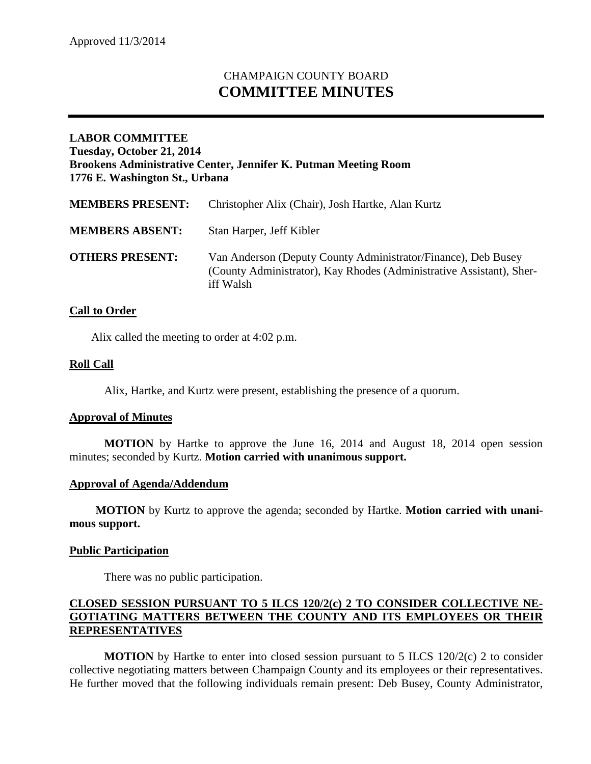Approved 11/3/2014

# CHAMPAIGN COUNTY BOARD
# COMMITTEE MINUTES

**LABOR COMMITTEE**
**Tuesday, October 21, 2014**
**Brookens Administrative Center, Jennifer K. Putman Meeting Room**
**1776 E. Washington St., Urbana**

**MEMBERS PRESENT:** Christopher Alix (Chair), Josh Hartke, Alan Kurtz

**MEMBERS ABSENT:** Stan Harper, Jeff Kibler

**OTHERS PRESENT:** Van Anderson (Deputy County Administrator/Finance), Deb Busey (County Administrator), Kay Rhodes (Administrative Assistant), Sheriff Walsh

## Call to Order

Alix called the meeting to order at 4:02 p.m.

## Roll Call

Alix, Hartke, and Kurtz were present, establishing the presence of a quorum.

## Approval of Minutes

**MOTION** by Hartke to approve the June 16, 2014 and August 18, 2014 open session minutes; seconded by Kurtz. **Motion carried with unanimous support.**

## Approval of Agenda/Addendum

**MOTION** by Kurtz to approve the agenda; seconded by Hartke. **Motion carried with unanimous support.**

## Public Participation

There was no public participation.

## CLOSED SESSION PURSUANT TO 5 ILCS 120/2(c) 2 TO CONSIDER COLLECTIVE NEGOTIATING MATTERS BETWEEN THE COUNTY AND ITS EMPLOYEES OR THEIR REPRESENTATIVES

**MOTION** by Hartke to enter into closed session pursuant to 5 ILCS 120/2(c) 2 to consider collective negotiating matters between Champaign County and its employees or their representatives. He further moved that the following individuals remain present: Deb Busey, County Administrator,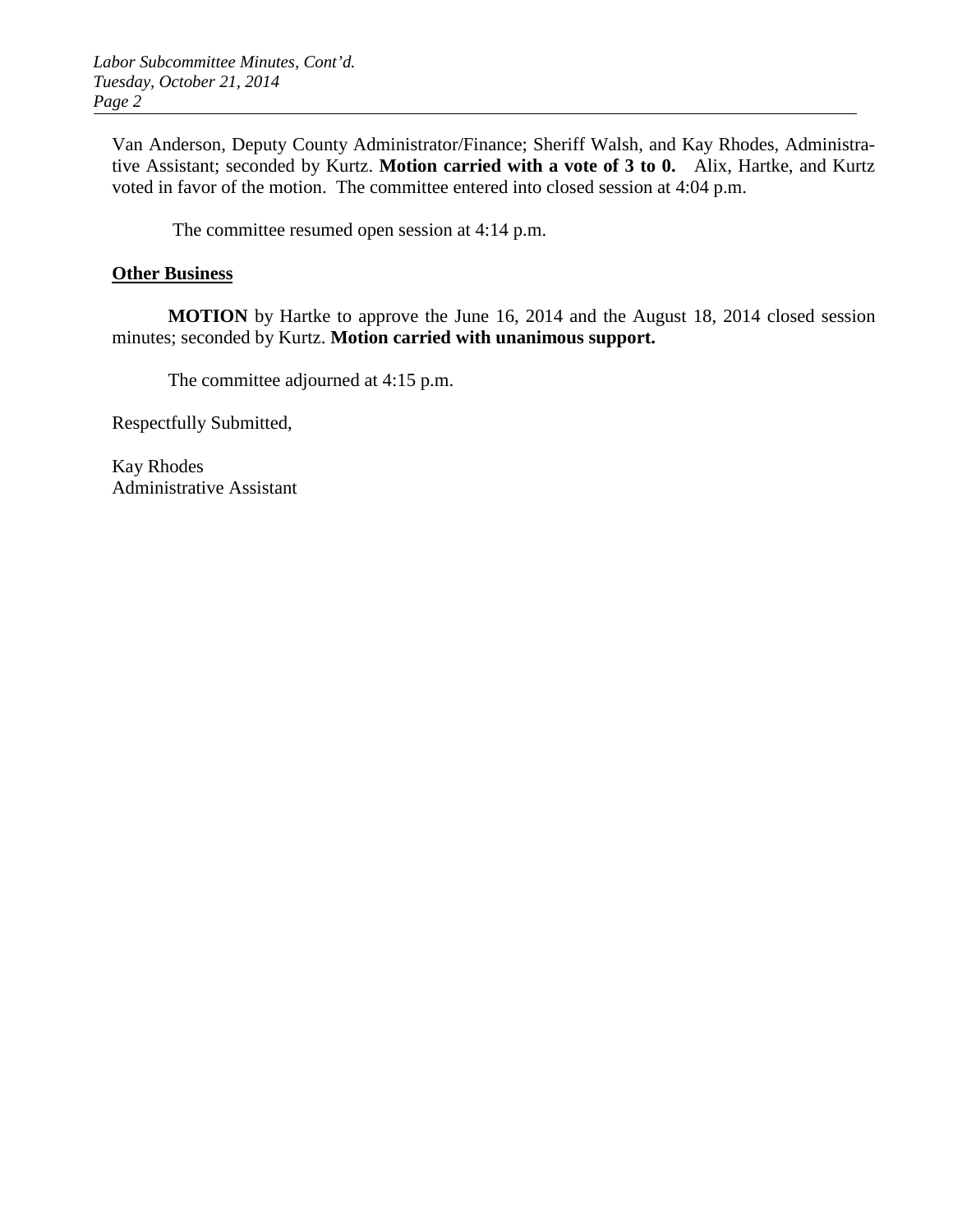Van Anderson, Deputy County Administrator/Finance; Sheriff Walsh, and Kay Rhodes, Administrative Assistant; seconded by Kurtz. **Motion carried with a vote of 3 to 0.** Alix, Hartke, and Kurtz voted in favor of the motion. The committee entered into closed session at 4:04 p.m.

The committee resumed open session at 4:14 p.m.

**Other Business**

**MOTION** by Hartke to approve the June 16, 2014 and the August 18, 2014 closed session minutes; seconded by Kurtz. **Motion carried with unanimous support.**

The committee adjourned at 4:15 p.m.

Respectfully Submitted,

Kay Rhodes
Administrative Assistant